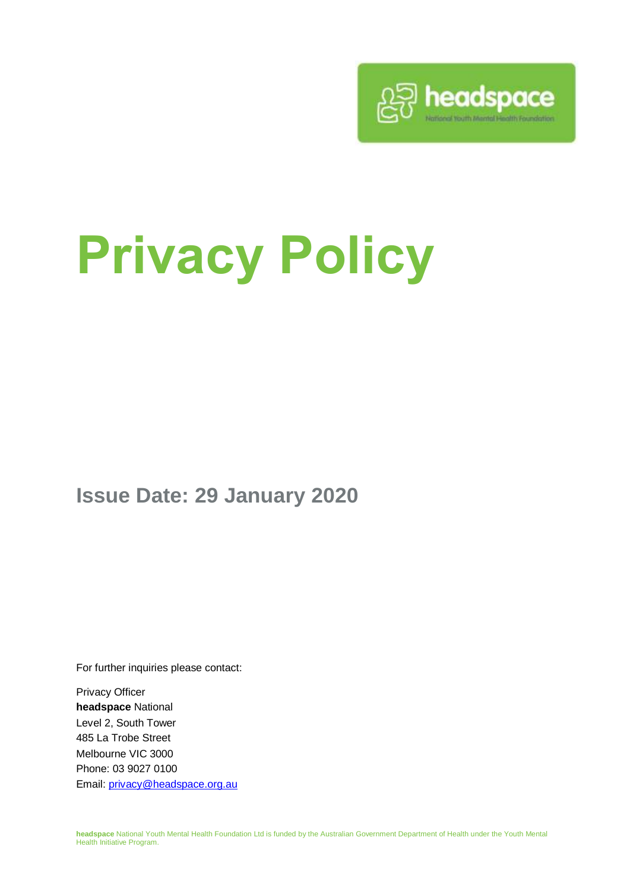# Privacy Policy

## Issue Date: 29 January 2020

For further inquiries please contact:

Privacy Officer
**headspace** National
Level 2, South Tower
485 La Trobe Street
Melbourne VIC 3000
Phone: 03 9027 0100
Email: privacy@headspace.org.au

**headspace** National Youth Mental Health Foundation Ltd is funded by the Australian Government Department of Health under the Youth Mental Health Initiative Program.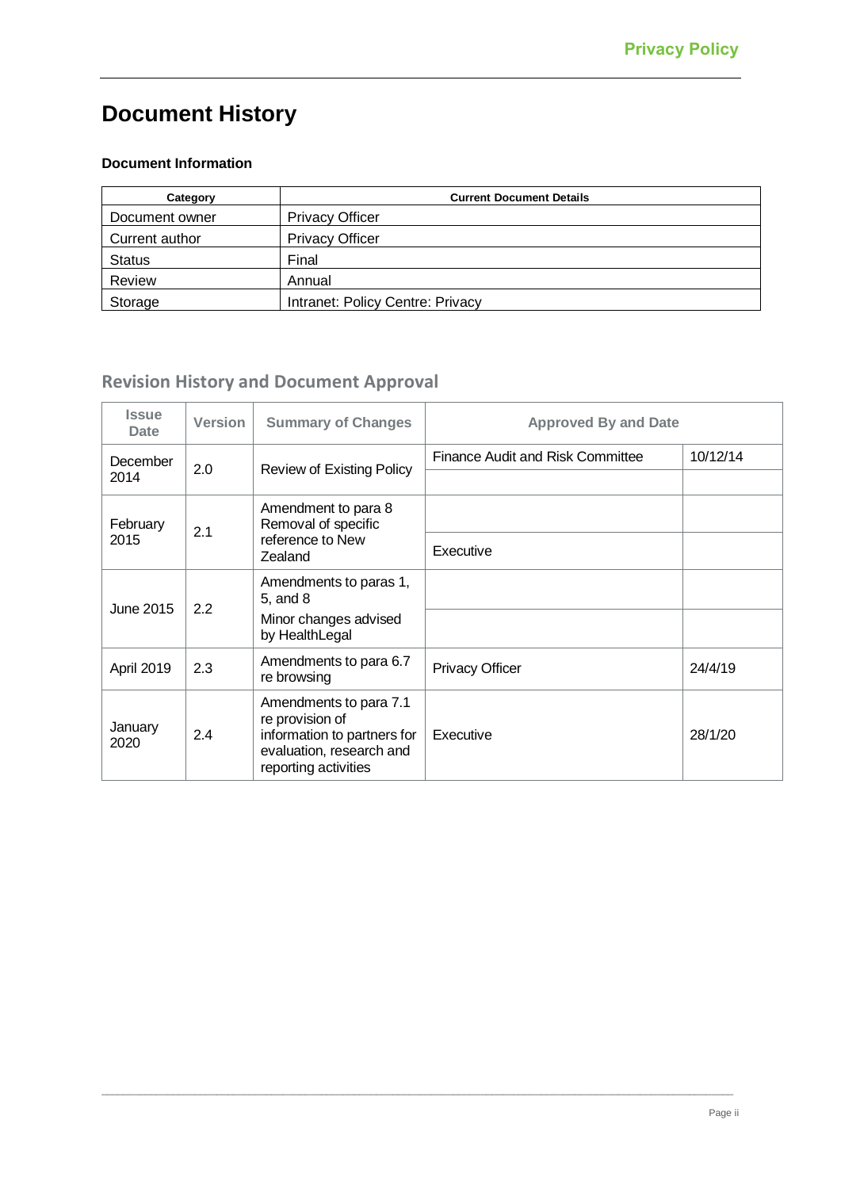# Document History

**Document Information**

| Category | Current Document Details |
|---|---|
| Document owner | Privacy Officer |
| Current author | Privacy Officer |
| Status | Final |
| Review | Annual |
| Storage | Intranet: Policy Centre: Privacy |

## Revision History and Document Approval

| Issue Date | Version | Summary of Changes | Approved By and Date | |
|---|---|---|---|---|
| December 2014 | 2.0 | Review of Existing Policy | Finance Audit and Risk Committee | 10/12/14 |
| | | | | |
| February 2015 | 2.1 | Amendment to para 8 Removal of specific reference to New Zealand | | |
| | | | Executive | |
| June 2015 | 2.2 | Amendments to paras 1, 5, and 8 | | |
| | | Minor changes advised by HealthLegal | | |
| April 2019 | 2.3 | Amendments to para 6.7 re browsing | Privacy Officer | 24/4/19 |
| January 2020 | 2.4 | Amendments to para 7.1 re provision of information to partners for evaluation, research and reporting activities | Executive | 28/1/20 |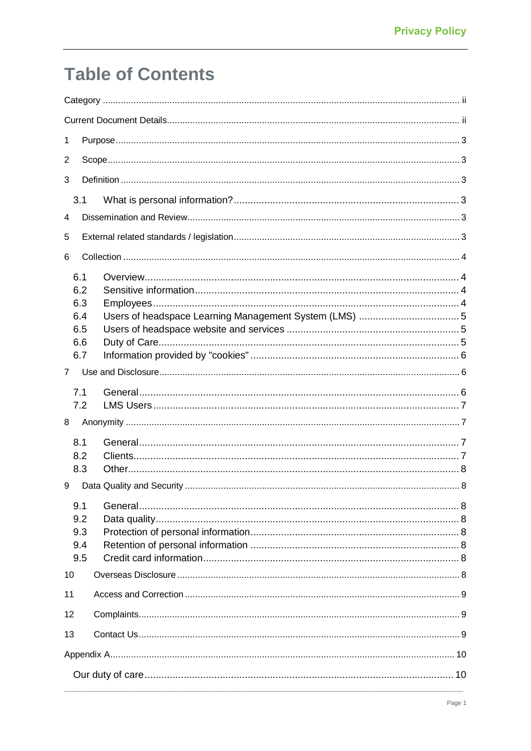# Table of Contents

Category ........ ii

Current Document Details ........ ii

1 Purpose ........ 3

2 Scope ........ 3

3 Definition ........ 3

- 3.1 What is personal information? ........ 3

4 Dissemination and Review ........ 3

5 External related standards / legislation ........ 3

6 Collection ........ 4

- 6.1 Overview ........ 4
- 6.2 Sensitive information ........ 4
- 6.3 Employees ........ 4
- 6.4 Users of headspace Learning Management System (LMS) ........ 5
- 6.5 Users of headspace website and services ........ 5
- 6.6 Duty of Care ........ 5
- 6.7 Information provided by "cookies" ........ 6

7 Use and Disclosure ........ 6

- 7.1 General ........ 6
- 7.2 LMS Users ........ 7

8 Anonymity ........ 7

- 8.1 General ........ 7
- 8.2 Clients ........ 7
- 8.3 Other ........ 8

9 Data Quality and Security ........ 8

- 9.1 General ........ 8
- 9.2 Data quality ........ 8
- 9.3 Protection of personal information ........ 8
- 9.4 Retention of personal information ........ 8
- 9.5 Credit card information ........ 8

10 Overseas Disclosure ........ 8

11 Access and Correction ........ 9

12 Complaints ........ 9

13 Contact Us ........ 9

Appendix A ........ 10

- Our duty of care ........ 10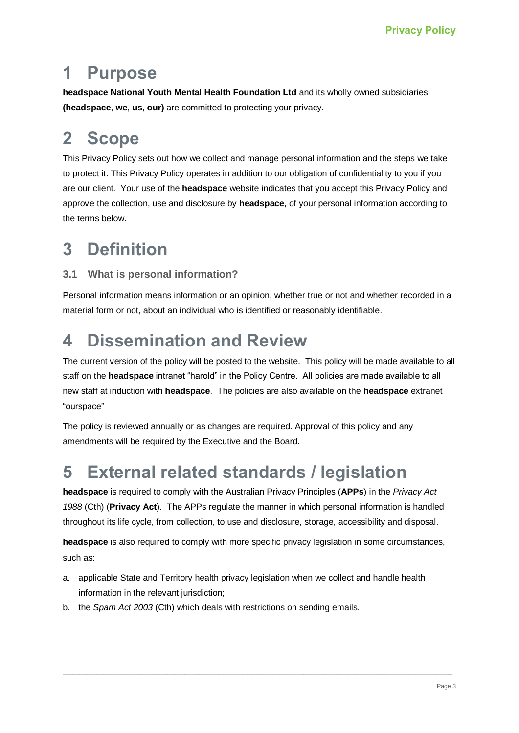# 1 Purpose

**headspace National Youth Mental Health Foundation Ltd** and its wholly owned subsidiaries **(headspace**, **we**, **us**, **our)** are committed to protecting your privacy.

# 2 Scope

This Privacy Policy sets out how we collect and manage personal information and the steps we take to protect it. This Privacy Policy operates in addition to our obligation of confidentiality to you if you are our client. Your use of the **headspace** website indicates that you accept this Privacy Policy and approve the collection, use and disclosure by **headspace**, of your personal information according to the terms below.

# 3 Definition

### 3.1 What is personal information?

Personal information means information or an opinion, whether true or not and whether recorded in a material form or not, about an individual who is identified or reasonably identifiable.

# 4 Dissemination and Review

The current version of the policy will be posted to the website. This policy will be made available to all staff on the **headspace** intranet "harold" in the Policy Centre. All policies are made available to all new staff at induction with **headspace**. The policies are also available on the **headspace** extranet "ourspace"

The policy is reviewed annually or as changes are required. Approval of this policy and any amendments will be required by the Executive and the Board.

# 5 External related standards / legislation

**headspace** is required to comply with the Australian Privacy Principles (**APPs**) in the *Privacy Act 1988* (Cth) (**Privacy Act**). The APPs regulate the manner in which personal information is handled throughout its life cycle, from collection, to use and disclosure, storage, accessibility and disposal.

**headspace** is also required to comply with more specific privacy legislation in some circumstances, such as:

a. applicable State and Territory health privacy legislation when we collect and handle health information in the relevant jurisdiction;
b. the *Spam Act 2003* (Cth) which deals with restrictions on sending emails.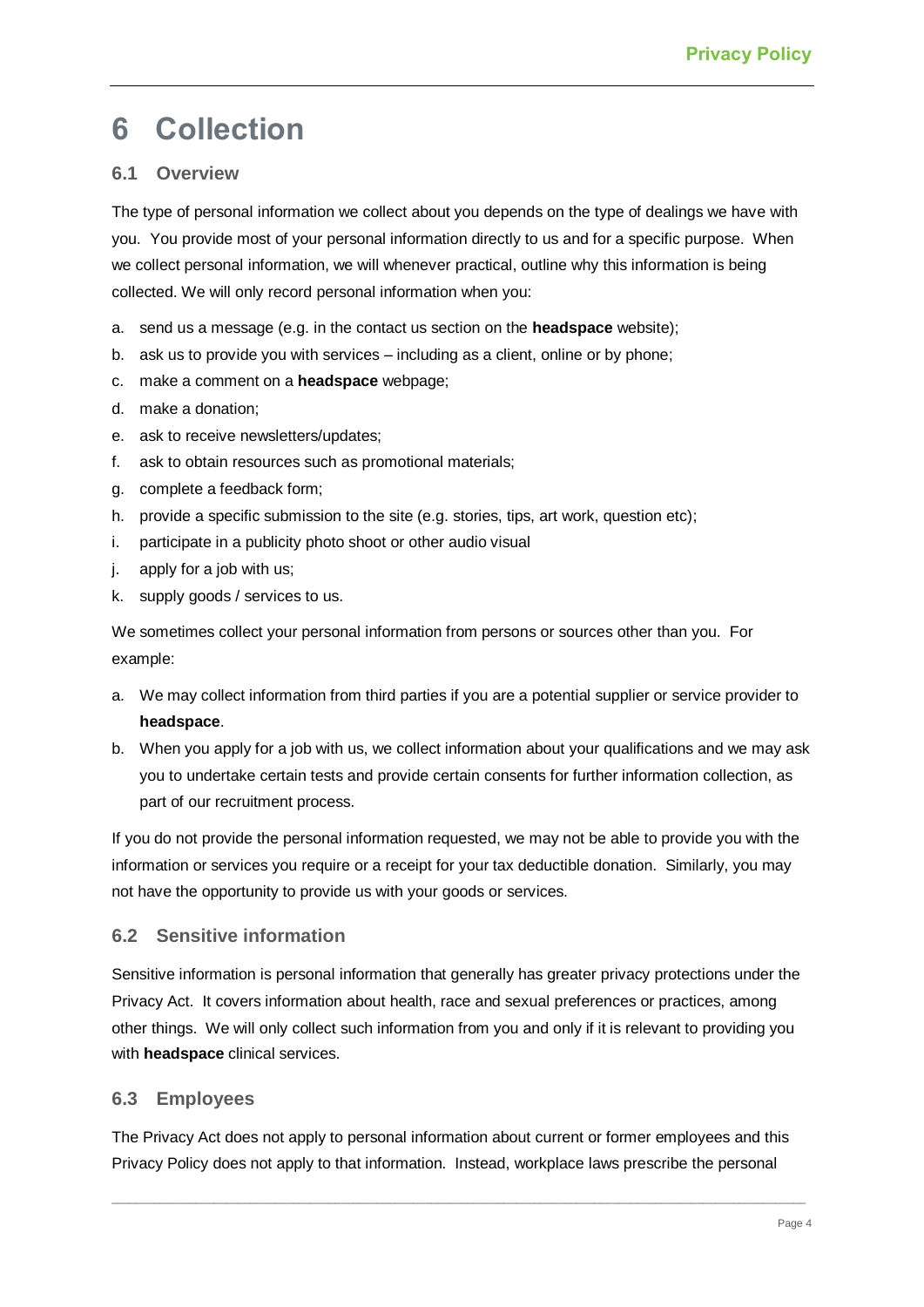# 6 Collection

## 6.1 Overview

The type of personal information we collect about you depends on the type of dealings we have with you. You provide most of your personal information directly to us and for a specific purpose. When we collect personal information, we will whenever practical, outline why this information is being collected. We will only record personal information when you:

a. send us a message (e.g. in the contact us section on the **headspace** website);
b. ask us to provide you with services – including as a client, online or by phone;
c. make a comment on a **headspace** webpage;
d. make a donation;
e. ask to receive newsletters/updates;
f. ask to obtain resources such as promotional materials;
g. complete a feedback form;
h. provide a specific submission to the site (e.g. stories, tips, art work, question etc);
i. participate in a publicity photo shoot or other audio visual
j. apply for a job with us;
k. supply goods / services to us.

We sometimes collect your personal information from persons or sources other than you. For example:

a. We may collect information from third parties if you are a potential supplier or service provider to **headspace**.
b. When you apply for a job with us, we collect information about your qualifications and we may ask you to undertake certain tests and provide certain consents for further information collection, as part of our recruitment process.

If you do not provide the personal information requested, we may not be able to provide you with the information or services you require or a receipt for your tax deductible donation. Similarly, you may not have the opportunity to provide us with your goods or services.

## 6.2 Sensitive information

Sensitive information is personal information that generally has greater privacy protections under the Privacy Act. It covers information about health, race and sexual preferences or practices, among other things. We will only collect such information from you and only if it is relevant to providing you with **headspace** clinical services.

## 6.3 Employees

The Privacy Act does not apply to personal information about current or former employees and this Privacy Policy does not apply to that information. Instead, workplace laws prescribe the personal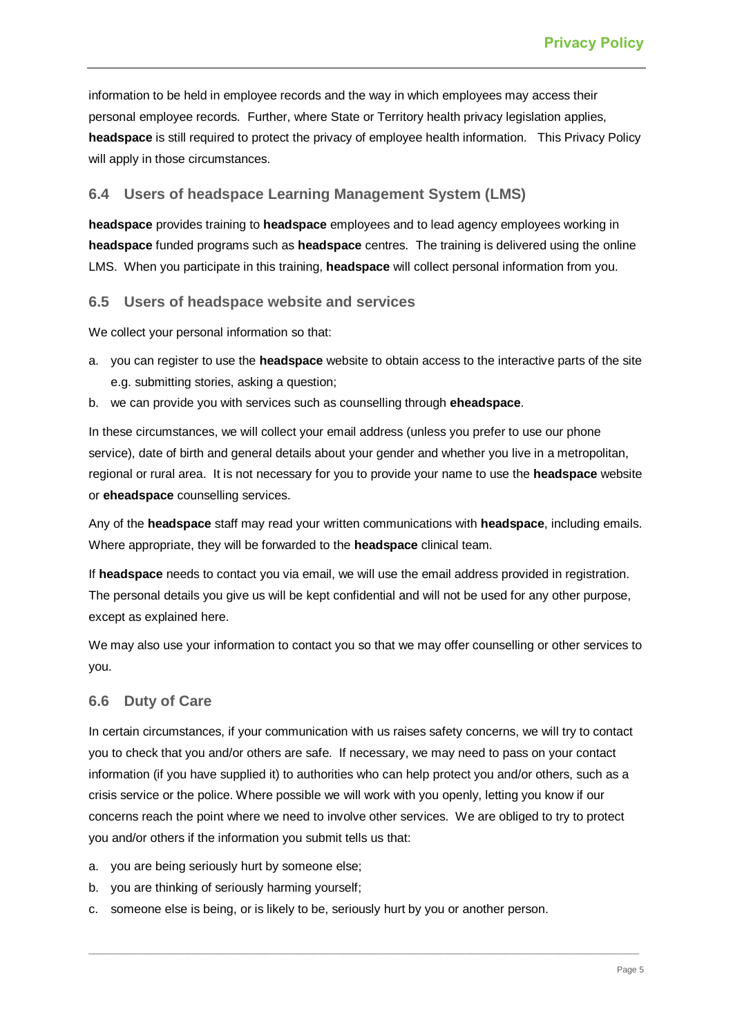information to be held in employee records and the way in which employees may access their personal employee records. Further, where State or Territory health privacy legislation applies, **headspace** is still required to protect the privacy of employee health information. This Privacy Policy will apply in those circumstances.

### 6.4 Users of headspace Learning Management System (LMS)

**headspace** provides training to **headspace** employees and to lead agency employees working in **headspace** funded programs such as **headspace** centres. The training is delivered using the online LMS. When you participate in this training, **headspace** will collect personal information from you.

### 6.5 Users of headspace website and services

We collect your personal information so that:

a. you can register to use the **headspace** website to obtain access to the interactive parts of the site e.g. submitting stories, asking a question;
b. we can provide you with services such as counselling through **eheadspace**.

In these circumstances, we will collect your email address (unless you prefer to use our phone service), date of birth and general details about your gender and whether you live in a metropolitan, regional or rural area. It is not necessary for you to provide your name to use the **headspace** website or **eheadspace** counselling services.

Any of the **headspace** staff may read your written communications with **headspace**, including emails. Where appropriate, they will be forwarded to the **headspace** clinical team.

If **headspace** needs to contact you via email, we will use the email address provided in registration. The personal details you give us will be kept confidential and will not be used for any other purpose, except as explained here.

We may also use your information to contact you so that we may offer counselling or other services to you.

### 6.6 Duty of Care

In certain circumstances, if your communication with us raises safety concerns, we will try to contact you to check that you and/or others are safe. If necessary, we may need to pass on your contact information (if you have supplied it) to authorities who can help protect you and/or others, such as a crisis service or the police. Where possible we will work with you openly, letting you know if our concerns reach the point where we need to involve other services. We are obliged to try to protect you and/or others if the information you submit tells us that:

a. you are being seriously hurt by someone else;
b. you are thinking of seriously harming yourself;
c. someone else is being, or is likely to be, seriously hurt by you or another person.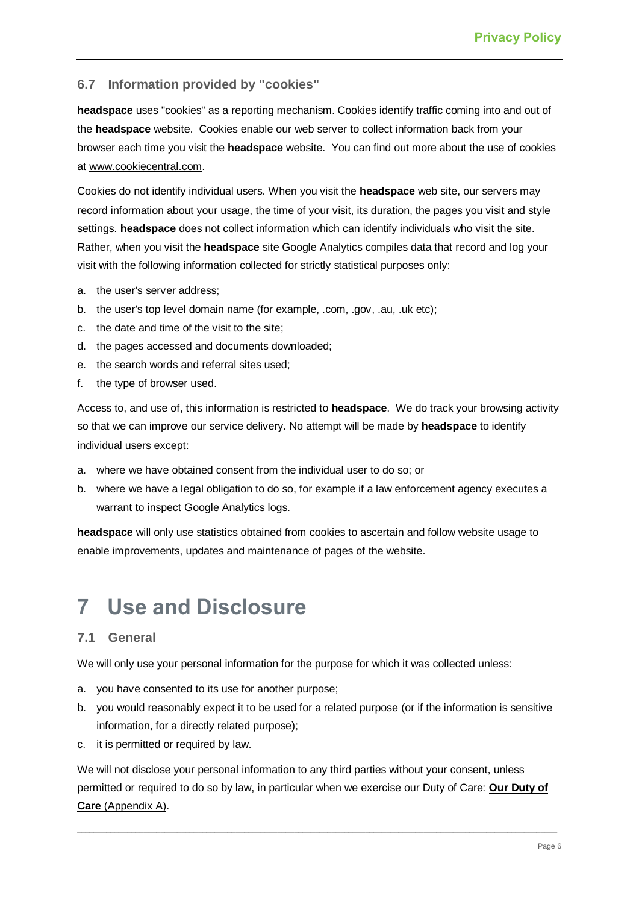### 6.7 Information provided by "cookies"

**headspace** uses "cookies" as a reporting mechanism. Cookies identify traffic coming into and out of the **headspace** website. Cookies enable our web server to collect information back from your browser each time you visit the **headspace** website. You can find out more about the use of cookies at www.cookiecentral.com.

Cookies do not identify individual users. When you visit the **headspace** web site, our servers may record information about your usage, the time of your visit, its duration, the pages you visit and style settings. **headspace** does not collect information which can identify individuals who visit the site. Rather, when you visit the **headspace** site Google Analytics compiles data that record and log your visit with the following information collected for strictly statistical purposes only:

a. the user's server address;
b. the user's top level domain name (for example, .com, .gov, .au, .uk etc);
c. the date and time of the visit to the site;
d. the pages accessed and documents downloaded;
e. the search words and referral sites used;
f. the type of browser used.

Access to, and use of, this information is restricted to **headspace**. We do track your browsing activity so that we can improve our service delivery. No attempt will be made by **headspace** to identify individual users except:

a. where we have obtained consent from the individual user to do so; or
b. where we have a legal obligation to do so, for example if a law enforcement agency executes a warrant to inspect Google Analytics logs.

**headspace** will only use statistics obtained from cookies to ascertain and follow website usage to enable improvements, updates and maintenance of pages of the website.

# 7 Use and Disclosure

### 7.1 General

We will only use your personal information for the purpose for which it was collected unless:

a. you have consented to its use for another purpose;
b. you would reasonably expect it to be used for a related purpose (or if the information is sensitive information, for a directly related purpose);
c. it is permitted or required by law.

We will not disclose your personal information to any third parties without your consent, unless permitted or required to do so by law, in particular when we exercise our Duty of Care: **Our Duty of Care** (Appendix A).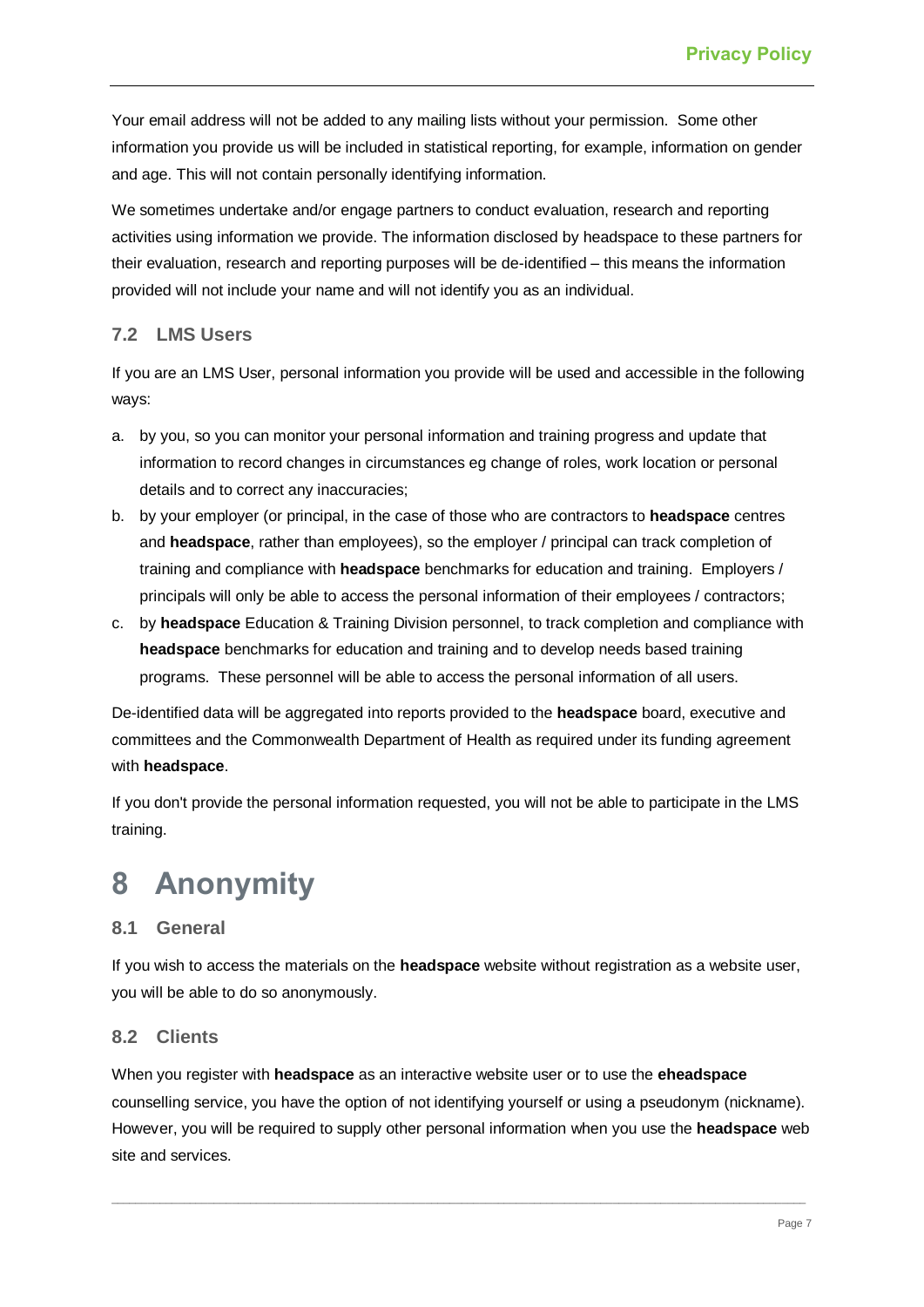Your email address will not be added to any mailing lists without your permission. Some other information you provide us will be included in statistical reporting, for example, information on gender and age. This will not contain personally identifying information.

We sometimes undertake and/or engage partners to conduct evaluation, research and reporting activities using information we provide. The information disclosed by headspace to these partners for their evaluation, research and reporting purposes will be de-identified – this means the information provided will not include your name and will not identify you as an individual.

### 7.2 LMS Users

If you are an LMS User, personal information you provide will be used and accessible in the following ways:

a. by you, so you can monitor your personal information and training progress and update that information to record changes in circumstances eg change of roles, work location or personal details and to correct any inaccuracies;
b. by your employer (or principal, in the case of those who are contractors to **headspace** centres and **headspace**, rather than employees), so the employer / principal can track completion of training and compliance with **headspace** benchmarks for education and training. Employers / principals will only be able to access the personal information of their employees / contractors;
c. by **headspace** Education & Training Division personnel, to track completion and compliance with **headspace** benchmarks for education and training and to develop needs based training programs. These personnel will be able to access the personal information of all users.

De-identified data will be aggregated into reports provided to the **headspace** board, executive and committees and the Commonwealth Department of Health as required under its funding agreement with **headspace**.

If you don't provide the personal information requested, you will not be able to participate in the LMS training.

# 8 Anonymity

### 8.1 General

If you wish to access the materials on the **headspace** website without registration as a website user, you will be able to do so anonymously.

### 8.2 Clients

When you register with **headspace** as an interactive website user or to use the **eheadspace** counselling service, you have the option of not identifying yourself or using a pseudonym (nickname). However, you will be required to supply other personal information when you use the **headspace** web site and services.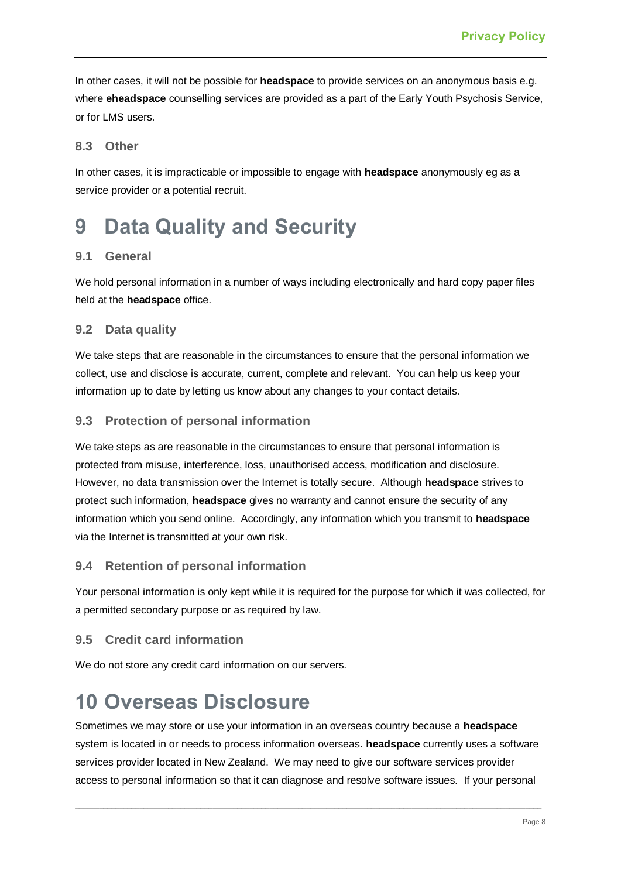In other cases, it will not be possible for **headspace** to provide services on an anonymous basis e.g. where **eheadspace** counselling services are provided as a part of the Early Youth Psychosis Service, or for LMS users.

### 8.3 Other

In other cases, it is impracticable or impossible to engage with **headspace** anonymously eg as a service provider or a potential recruit.

# 9 Data Quality and Security

### 9.1 General

We hold personal information in a number of ways including electronically and hard copy paper files held at the **headspace** office.

### 9.2 Data quality

We take steps that are reasonable in the circumstances to ensure that the personal information we collect, use and disclose is accurate, current, complete and relevant. You can help us keep your information up to date by letting us know about any changes to your contact details.

### 9.3 Protection of personal information

We take steps as are reasonable in the circumstances to ensure that personal information is protected from misuse, interference, loss, unauthorised access, modification and disclosure. However, no data transmission over the Internet is totally secure. Although **headspace** strives to protect such information, **headspace** gives no warranty and cannot ensure the security of any information which you send online. Accordingly, any information which you transmit to **headspace** via the Internet is transmitted at your own risk.

### 9.4 Retention of personal information

Your personal information is only kept while it is required for the purpose for which it was collected, for a permitted secondary purpose or as required by law.

### 9.5 Credit card information

We do not store any credit card information on our servers.

# 10 Overseas Disclosure

Sometimes we may store or use your information in an overseas country because a **headspace** system is located in or needs to process information overseas. **headspace** currently uses a software services provider located in New Zealand. We may need to give our software services provider access to personal information so that it can diagnose and resolve software issues. If your personal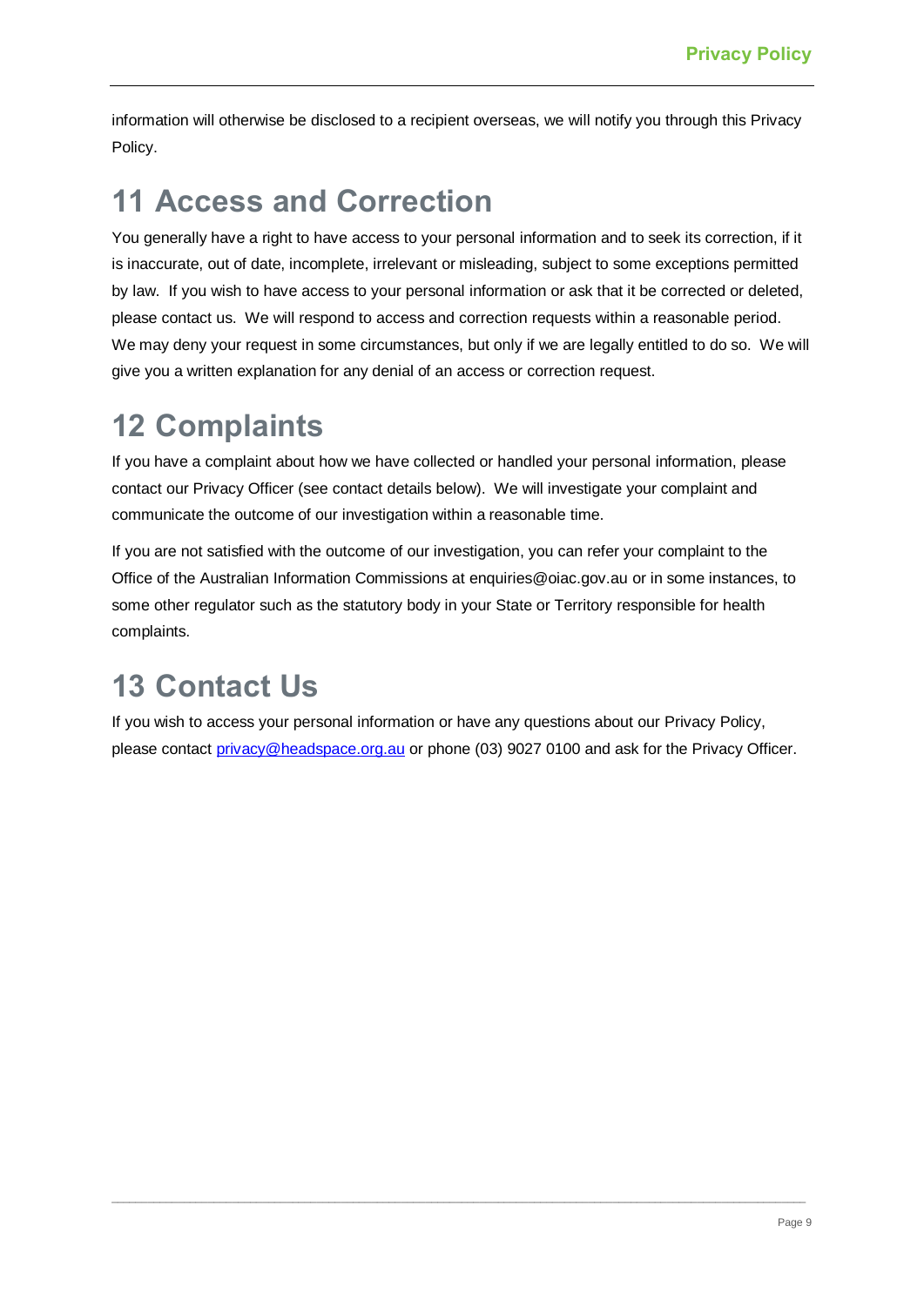information will otherwise be disclosed to a recipient overseas, we will notify you through this Privacy Policy.

# 11 Access and Correction

You generally have a right to have access to your personal information and to seek its correction, if it is inaccurate, out of date, incomplete, irrelevant or misleading, subject to some exceptions permitted by law. If you wish to have access to your personal information or ask that it be corrected or deleted, please contact us. We will respond to access and correction requests within a reasonable period. We may deny your request in some circumstances, but only if we are legally entitled to do so. We will give you a written explanation for any denial of an access or correction request.

# 12 Complaints

If you have a complaint about how we have collected or handled your personal information, please contact our Privacy Officer (see contact details below). We will investigate your complaint and communicate the outcome of our investigation within a reasonable time.

If you are not satisfied with the outcome of our investigation, you can refer your complaint to the Office of the Australian Information Commissions at enquiries@oiac.gov.au or in some instances, to some other regulator such as the statutory body in your State or Territory responsible for health complaints.

# 13 Contact Us

If you wish to access your personal information or have any questions about our Privacy Policy, please contact [privacy@headspace.org.au](mailto:privacy@headspace.org.au) or phone (03) 9027 0100 and ask for the Privacy Officer.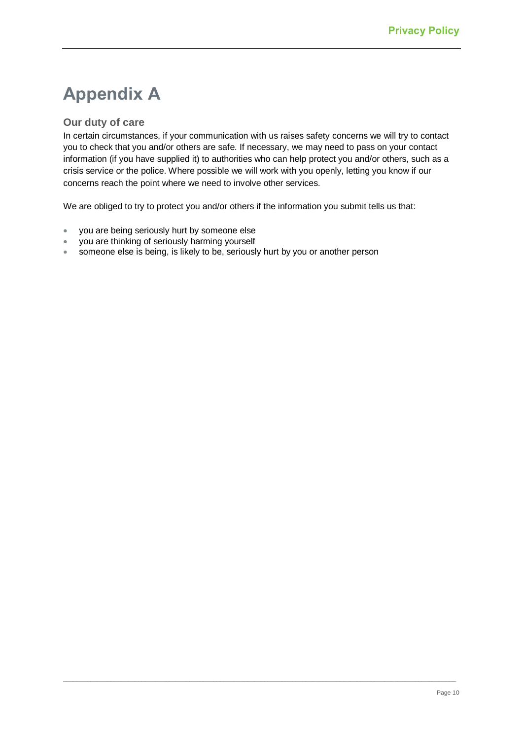# Appendix A

## Our duty of care

In certain circumstances, if your communication with us raises safety concerns we will try to contact you to check that you and/or others are safe. If necessary, we may need to pass on your contact information (if you have supplied it) to authorities who can help protect you and/or others, such as a crisis service or the police. Where possible we will work with you openly, letting you know if our concerns reach the point where we need to involve other services.

We are obliged to try to protect you and/or others if the information you submit tells us that:

- you are being seriously hurt by someone else
- you are thinking of seriously harming yourself
- someone else is being, is likely to be, seriously hurt by you or another person